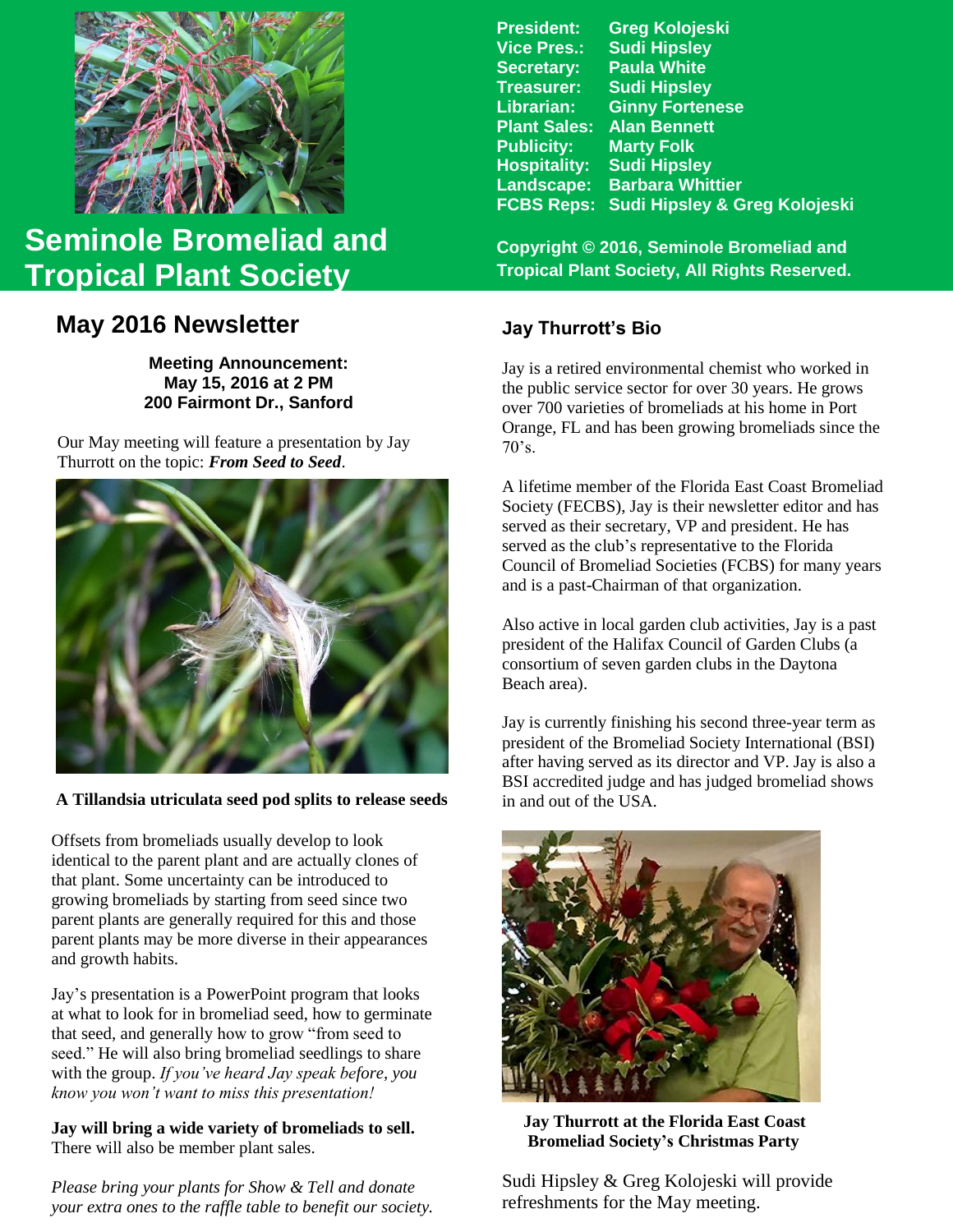# Seminole Bromeliad and Tropical Plant Society

President: Greg Kolojeski
Vice Pres.: Sudi Hipsley
Secretary: Paula White
Treasurer: Sudi Hipsley
Librarian: Ginny Fortenese
Plant Sales: Alan Bennett
Publicity: Marty Folk
Hospitality: Sudi Hipsley
Landscape: Barbara Whittier
FCBS Reps: Sudi Hipsley & Greg Kolojeski

Copyright © 2016, Seminole Bromeliad and Tropical Plant Society, All Rights Reserved.

## May 2016 Newsletter

**Meeting Announcement:**
**May 15, 2016 at 2 PM**
**200 Fairmont Dr., Sanford**

Our May meeting will feature a presentation by Jay Thurrott on the topic: ***From Seed to Seed***.

**A Tillandsia utriculata seed pod splits to release seeds**

Offsets from bromeliads usually develop to look identical to the parent plant and are actually clones of that plant. Some uncertainty can be introduced to growing bromeliads by starting from seed since two parent plants are generally required for this and those parent plants may be more diverse in their appearances and growth habits.

Jay's presentation is a PowerPoint program that looks at what to look for in bromeliad seed, how to germinate that seed, and generally how to grow "from seed to seed." He will also bring bromeliad seedlings to share with the group. *If you've heard Jay speak before, you know you won't want to miss this presentation!*

**Jay will bring a wide variety of bromeliads to sell.** There will also be member plant sales.

*Please bring your plants for Show & Tell and donate your extra ones to the raffle table to benefit our society.*

### Jay Thurrott's Bio

Jay is a retired environmental chemist who worked in the public service sector for over 30 years. He grows over 700 varieties of bromeliads at his home in Port Orange, FL and has been growing bromeliads since the 70's.

A lifetime member of the Florida East Coast Bromeliad Society (FECBS), Jay is their newsletter editor and has served as their secretary, VP and president. He has served as the club's representative to the Florida Council of Bromeliad Societies (FCBS) for many years and is a past-Chairman of that organization.

Also active in local garden club activities, Jay is a past president of the Halifax Council of Garden Clubs (a consortium of seven garden clubs in the Daytona Beach area).

Jay is currently finishing his second three-year term as president of the Bromeliad Society International (BSI) after having served as its director and VP. Jay is also a BSI accredited judge and has judged bromeliad shows in and out of the USA.

**Jay Thurrott at the Florida East Coast Bromeliad Society's Christmas Party**

Sudi Hipsley & Greg Kolojeski will provide refreshments for the May meeting.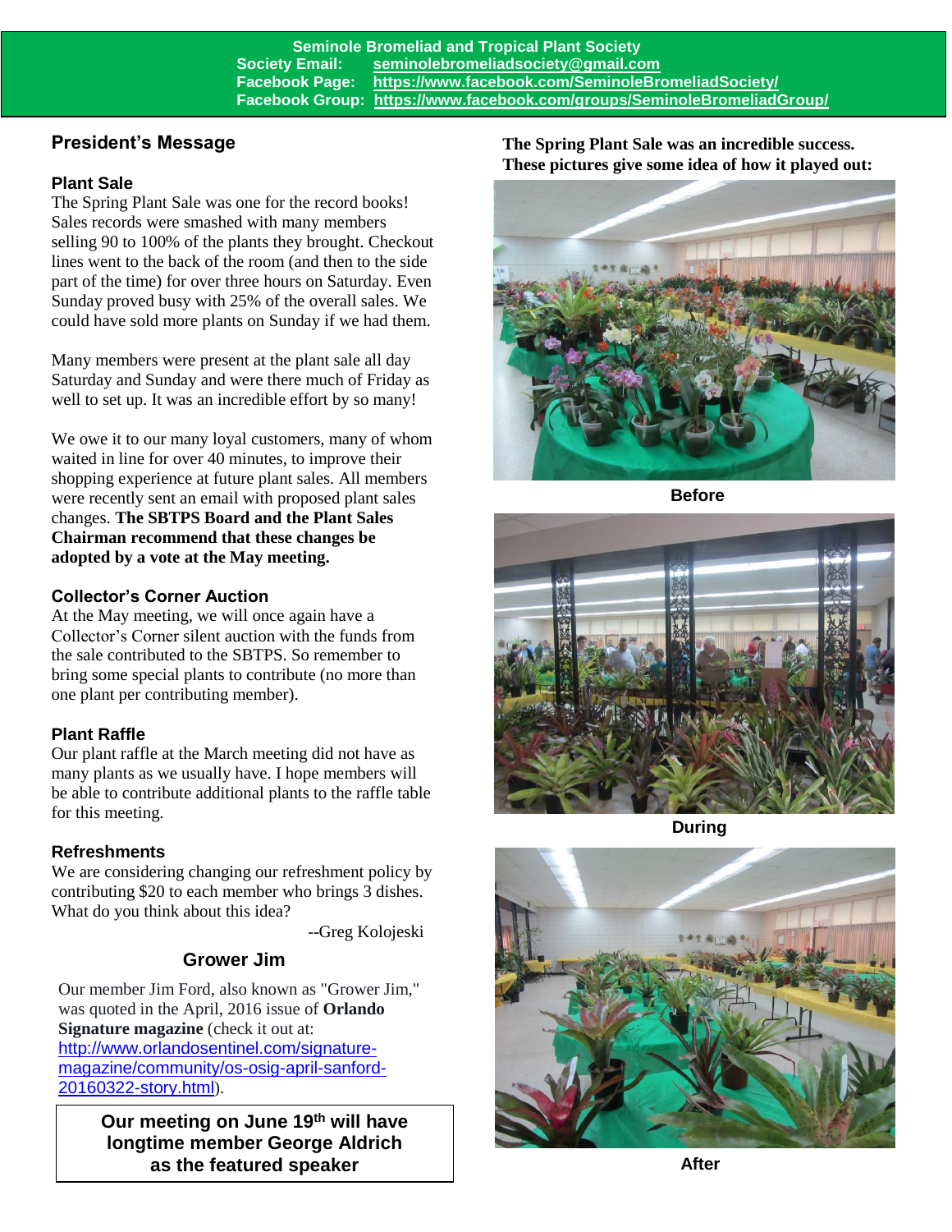**Seminole Bromeliad and Tropical Plant Society**
**Society Email:** seminolebromeliadsociety@gmail.com
**Facebook Page:** https://www.facebook.com/SeminoleBromeliadSociety/
**Facebook Group:** https://www.facebook.com/groups/SeminoleBromeliadGroup/

## President's Message

### Plant Sale

The Spring Plant Sale was one for the record books! Sales records were smashed with many members selling 90 to 100% of the plants they brought. Checkout lines went to the back of the room (and then to the side part of the time) for over three hours on Saturday. Even Sunday proved busy with 25% of the overall sales. We could have sold more plants on Sunday if we had them.

Many members were present at the plant sale all day Saturday and Sunday and were there much of Friday as well to set up. It was an incredible effort by so many!

We owe it to our many loyal customers, many of whom waited in line for over 40 minutes, to improve their shopping experience at future plant sales. All members were recently sent an email with proposed plant sales changes. **The SBTPS Board and the Plant Sales Chairman recommend that these changes be adopted by a vote at the May meeting.**

### Collector's Corner Auction

At the May meeting, we will once again have a Collector's Corner silent auction with the funds from the sale contributed to the SBTPS. So remember to bring some special plants to contribute (no more than one plant per contributing member).

### Plant Raffle

Our plant raffle at the March meeting did not have as many plants as we usually have. I hope members will be able to contribute additional plants to the raffle table for this meeting.

### Refreshments

We are considering changing our refreshment policy by contributing $20 to each member who brings 3 dishes. What do you think about this idea?

--Greg Kolojeski

## Grower Jim

Our member Jim Ford, also known as "Grower Jim," was quoted in the April, 2016 issue of **Orlando Signature magazine** (check it out at: http://www.orlandosentinel.com/signature-magazine/community/os-osig-april-sanford-20160322-story.html).

**Our meeting on June 19th will have longtime member George Aldrich as the featured speaker**

**The Spring Plant Sale was an incredible success. These pictures give some idea of how it played out:**

**Before**

**During**

**After**